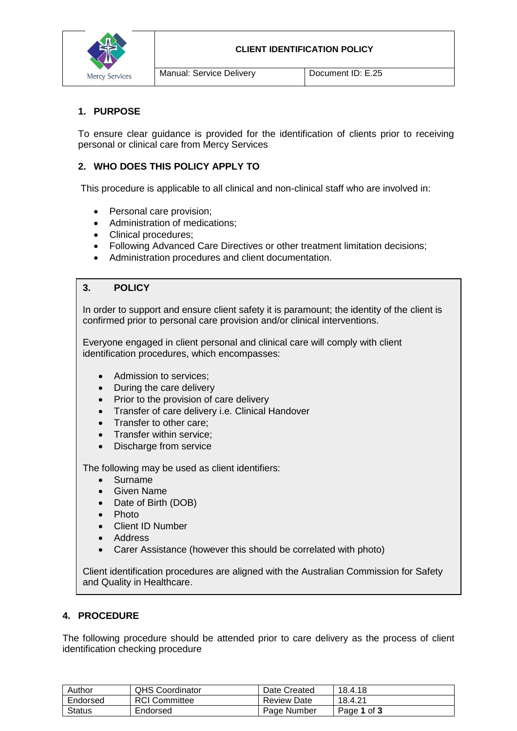| | CLIENT IDENTIFICATION POLICY | |
|---|---|---|
| Mercy Services | Manual: Service Delivery | Document ID: E.25 |

## 1. PURPOSE

To ensure clear guidance is provided for the identification of clients prior to receiving personal or clinical care from Mercy Services

## 2. WHO DOES THIS POLICY APPLY TO

This procedure is applicable to all clinical and non-clinical staff who are involved in:

- Personal care provision;
- Administration of medications;
- Clinical procedures;
- Following Advanced Care Directives or other treatment limitation decisions;
- Administration procedures and client documentation.

## 3. POLICY

In order to support and ensure client safety it is paramount; the identity of the client is confirmed prior to personal care provision and/or clinical interventions.

Everyone engaged in client personal and clinical care will comply with client identification procedures, which encompasses:

- Admission to services;
- During the care delivery
- Prior to the provision of care delivery
- Transfer of care delivery i.e. Clinical Handover
- Transfer to other care;
- Transfer within service;
- Discharge from service

The following may be used as client identifiers:

- Surname
- Given Name
- Date of Birth (DOB)
- Photo
- Client ID Number
- Address
- Carer Assistance (however this should be correlated with photo)

Client identification procedures are aligned with the Australian Commission for Safety and Quality in Healthcare.

## 4. PROCEDURE

The following procedure should be attended prior to care delivery as the process of client identification checking procedure

| Author | QHS Coordinator | Date Created | 18.4.18 |
|---|---|---|---|
| Endorsed | RCI Committee | Review Date | 18.4.21 |
| Status | Endorsed | Page Number | Page **1** of **3** |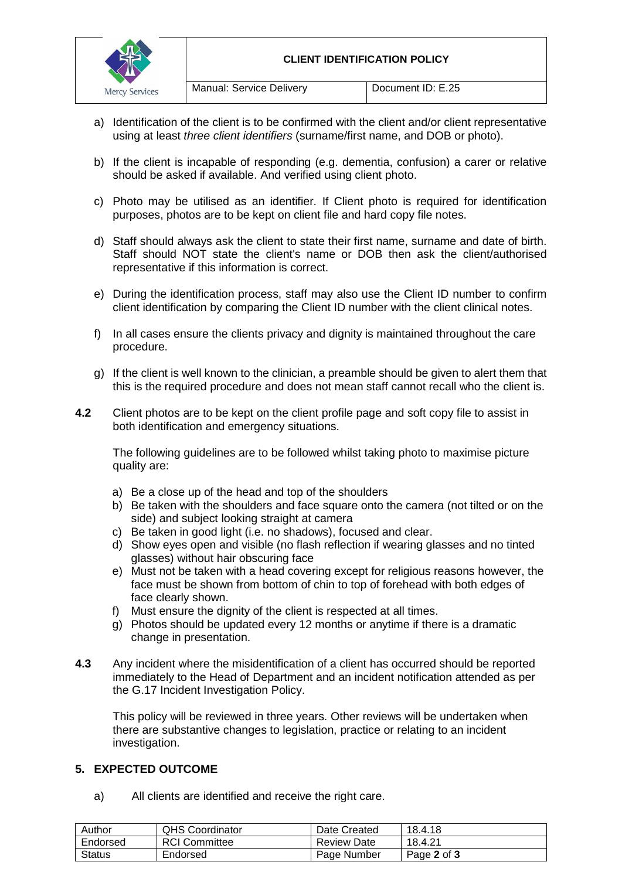a) Identification of the client is to be confirmed with the client and/or client representative using at least *three client identifiers* (surname/first name, and DOB or photo).

b) If the client is incapable of responding (e.g. dementia, confusion) a carer or relative should be asked if available. And verified using client photo.

c) Photo may be utilised as an identifier. If Client photo is required for identification purposes, photos are to be kept on client file and hard copy file notes.

d) Staff should always ask the client to state their first name, surname and date of birth. Staff should NOT state the client's name or DOB then ask the client/authorised representative if this information is correct.

e) During the identification process, staff may also use the Client ID number to confirm client identification by comparing the Client ID number with the client clinical notes.

f) In all cases ensure the clients privacy and dignity is maintained throughout the care procedure.

g) If the client is well known to the clinician, a preamble should be given to alert them that this is the required procedure and does not mean staff cannot recall who the client is.

**4.2** Client photos are to be kept on the client profile page and soft copy file to assist in both identification and emergency situations.

The following guidelines are to be followed whilst taking photo to maximise picture quality are:

a) Be a close up of the head and top of the shoulders
b) Be taken with the shoulders and face square onto the camera (not tilted or on the side) and subject looking straight at camera
c) Be taken in good light (i.e. no shadows), focused and clear.
d) Show eyes open and visible (no flash reflection if wearing glasses and no tinted glasses) without hair obscuring face
e) Must not be taken with a head covering except for religious reasons however, the face must be shown from bottom of chin to top of forehead with both edges of face clearly shown.
f) Must ensure the dignity of the client is respected at all times.
g) Photos should be updated every 12 months or anytime if there is a dramatic change in presentation.

**4.3** Any incident where the misidentification of a client has occurred should be reported immediately to the Head of Department and an incident notification attended as per the G.17 Incident Investigation Policy.

This policy will be reviewed in three years. Other reviews will be undertaken when there are substantive changes to legislation, practice or relating to an incident investigation.

## 5. EXPECTED OUTCOME

a) All clients are identified and receive the right care.

| Author | QHS Coordinator | Date Created | 18.4.18 |
|---|---|---|---|
| Endorsed | RCI Committee | Review Date | 18.4.21 |
| Status | Endorsed | Page Number | Page **2** of **3** |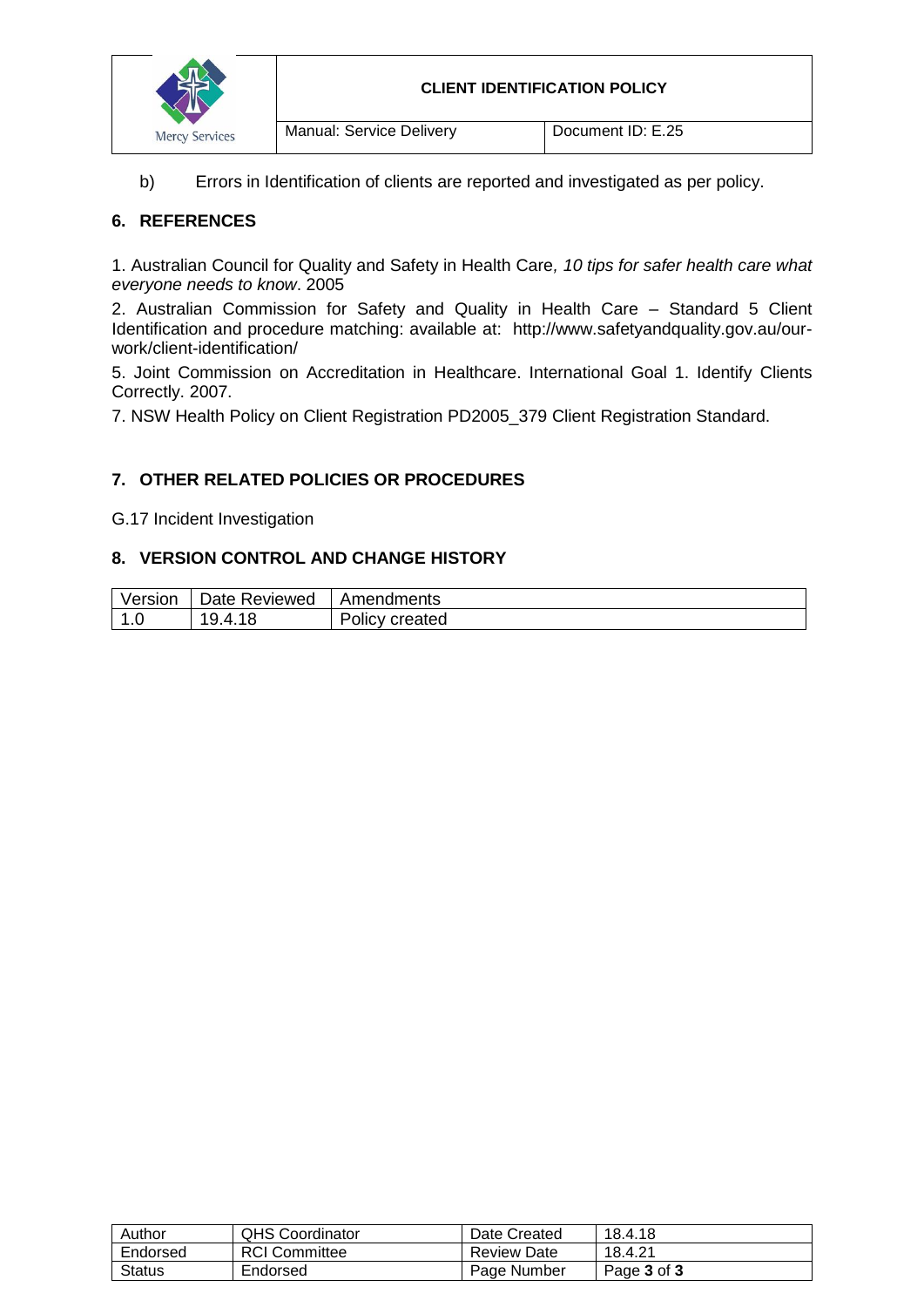b) Errors in Identification of clients are reported and investigated as per policy.

## 6. REFERENCES

1. Australian Council for Quality and Safety in Health Care*, 10 tips for safer health care what everyone needs to know*. 2005

2. Australian Commission for Safety and Quality in Health Care – Standard 5 Client Identification and procedure matching: available at: http://www.safetyandquality.gov.au/our-work/client-identification/

5. Joint Commission on Accreditation in Healthcare. International Goal 1. Identify Clients Correctly. 2007.

7. NSW Health Policy on Client Registration PD2005_379 Client Registration Standard.

## 7. OTHER RELATED POLICIES OR PROCEDURES

G.17 Incident Investigation

## 8. VERSION CONTROL AND CHANGE HISTORY

| Version | Date Reviewed | Amendments |
|---|---|---|
| 1.0 | 19.4.18 | Policy created |

| | | | |
|---|---|---|---|
| Author | QHS Coordinator | Date Created | 18.4.18 |
| Endorsed | RCI Committee | Review Date | 18.4.21 |
| Status | Endorsed | Page Number | Page **3** of **3** |